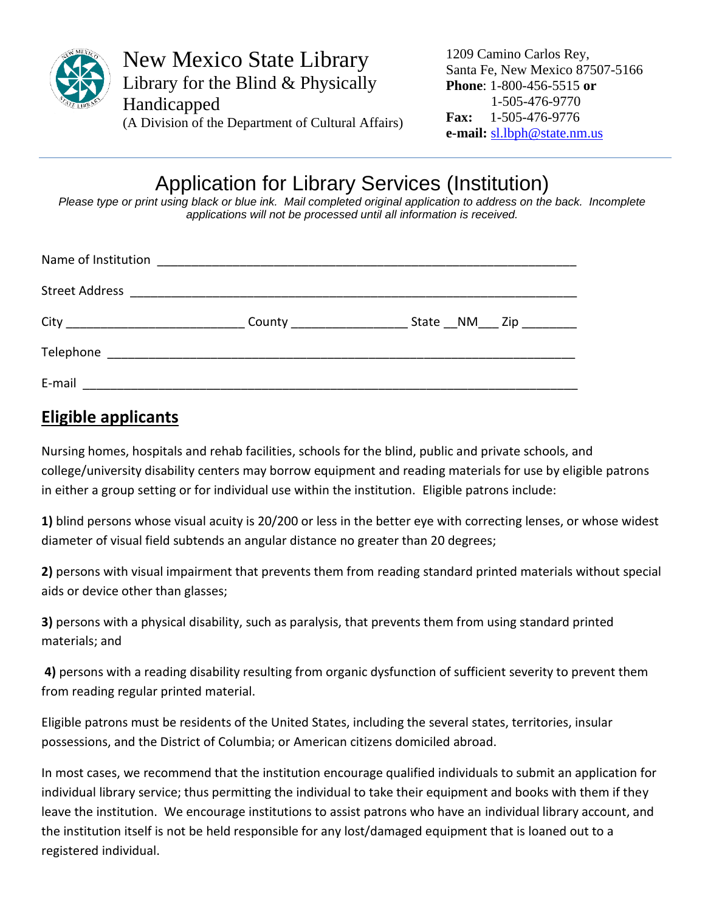# New Mexico State Library

Library for the Blind & Physically Handicapped

(A Division of the Department of Cultural Affairs)

1209 Camino Carlos Rey,
Santa Fe, New Mexico 87507-5166
**Phone**: 1-800-456-5515 **or** 1-505-476-9770
**Fax:** 1-505-476-9776
**e-mail:** sl.lbph@state.nm.us

---

## Application for Library Services (Institution)

*Please type or print using black or blue ink. Mail completed original application to address on the back. Incomplete applications will not be processed until all information is received.*

Name of Institution ___________________________________________

Street Address ___________________________________________

City _________________________ County _______________ State __NM___ Zip ________

Telephone ___________________________________________

E-mail ___________________________________________

## Eligible applicants

Nursing homes, hospitals and rehab facilities, schools for the blind, public and private schools, and college/university disability centers may borrow equipment and reading materials for use by eligible patrons in either a group setting or for individual use within the institution. Eligible patrons include:

**1)** blind persons whose visual acuity is 20/200 or less in the better eye with correcting lenses, or whose widest diameter of visual field subtends an angular distance no greater than 20 degrees;

**2)** persons with visual impairment that prevents them from reading standard printed materials without special aids or device other than glasses;

**3)** persons with a physical disability, such as paralysis, that prevents them from using standard printed materials; and

**4)** persons with a reading disability resulting from organic dysfunction of sufficient severity to prevent them from reading regular printed material.

Eligible patrons must be residents of the United States, including the several states, territories, insular possessions, and the District of Columbia; or American citizens domiciled abroad.

In most cases, we recommend that the institution encourage qualified individuals to submit an application for individual library service; thus permitting the individual to take their equipment and books with them if they leave the institution. We encourage institutions to assist patrons who have an individual library account, and the institution itself is not be held responsible for any lost/damaged equipment that is loaned out to a registered individual.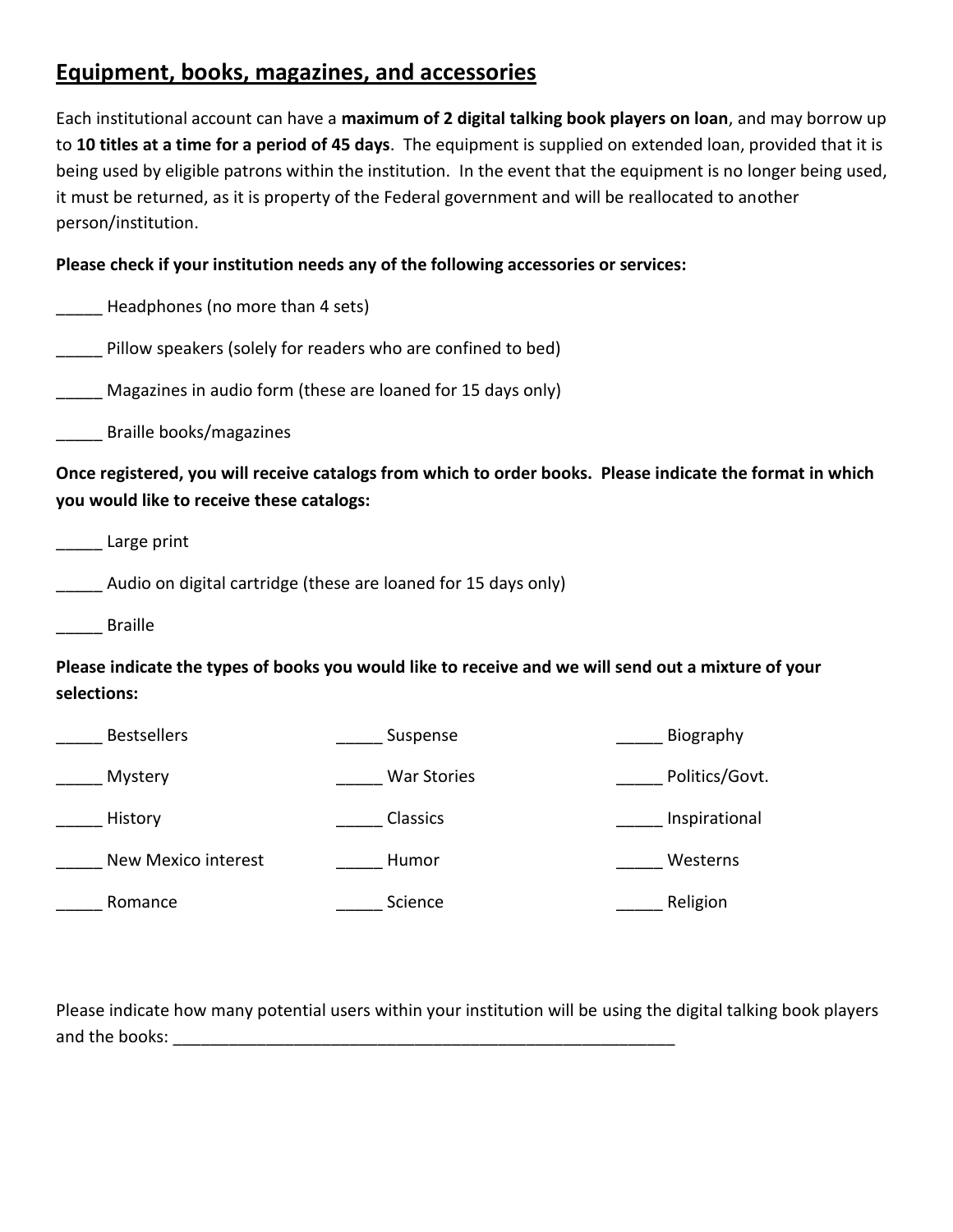## Equipment, books, magazines, and accessories

Each institutional account can have a **maximum of 2 digital talking book players on loan**, and may borrow up to **10 titles at a time for a period of 45 days**. The equipment is supplied on extended loan, provided that it is being used by eligible patrons within the institution. In the event that the equipment is no longer being used, it must be returned, as it is property of the Federal government and will be reallocated to another person/institution.

**Please check if your institution needs any of the following accessories or services:**

_____ Headphones (no more than 4 sets)

_____ Pillow speakers (solely for readers who are confined to bed)

_____ Magazines in audio form (these are loaned for 15 days only)

_____ Braille books/magazines

**Once registered, you will receive catalogs from which to order books. Please indicate the format in which you would like to receive these catalogs:**

_____ Large print

_____ Audio on digital cartridge (these are loaned for 15 days only)

_____ Braille

**Please indicate the types of books you would like to receive and we will send out a mixture of your selections:**

| | | |
|---|---|---|
| _____ Bestsellers | _____ Suspense | _____ Biography |
| _____ Mystery | _____ War Stories | _____ Politics/Govt. |
| _____ History | _____ Classics | _____ Inspirational |
| _____ New Mexico interest | _____ Humor | _____ Westerns |
| _____ Romance | _____ Science | _____ Religion |

Please indicate how many potential users within your institution will be using the digital talking book players and the books: _________________________________________________________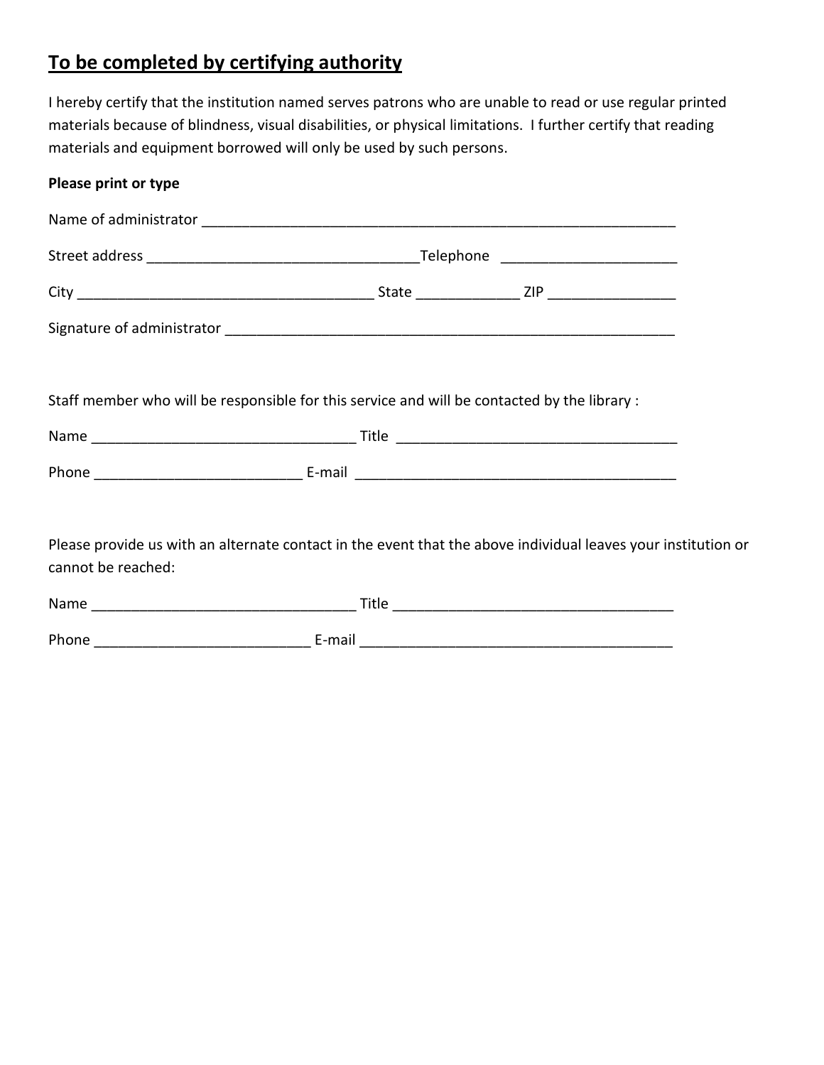## To be completed by certifying authority

I hereby certify that the institution named serves patrons who are unable to read or use regular printed materials because of blindness, visual disabilities, or physical limitations. I further certify that reading materials and equipment borrowed will only be used by such persons.

**Please print or type**

Name of administrator ____________________________________________________________

Street address __________________________________Telephone ______________________

City ______________________________________ State _____________ ZIP ________________

Signature of administrator _________________________________________________________

Staff member who will be responsible for this service and will be contacted by the library :

Name _________________________________ Title ___________________________________

Phone __________________________ E-mail ________________________________________

Please provide us with an alternate contact in the event that the above individual leaves your institution or cannot be reached:

Name _________________________________ Title ___________________________________

Phone ___________________________ E-mail _______________________________________